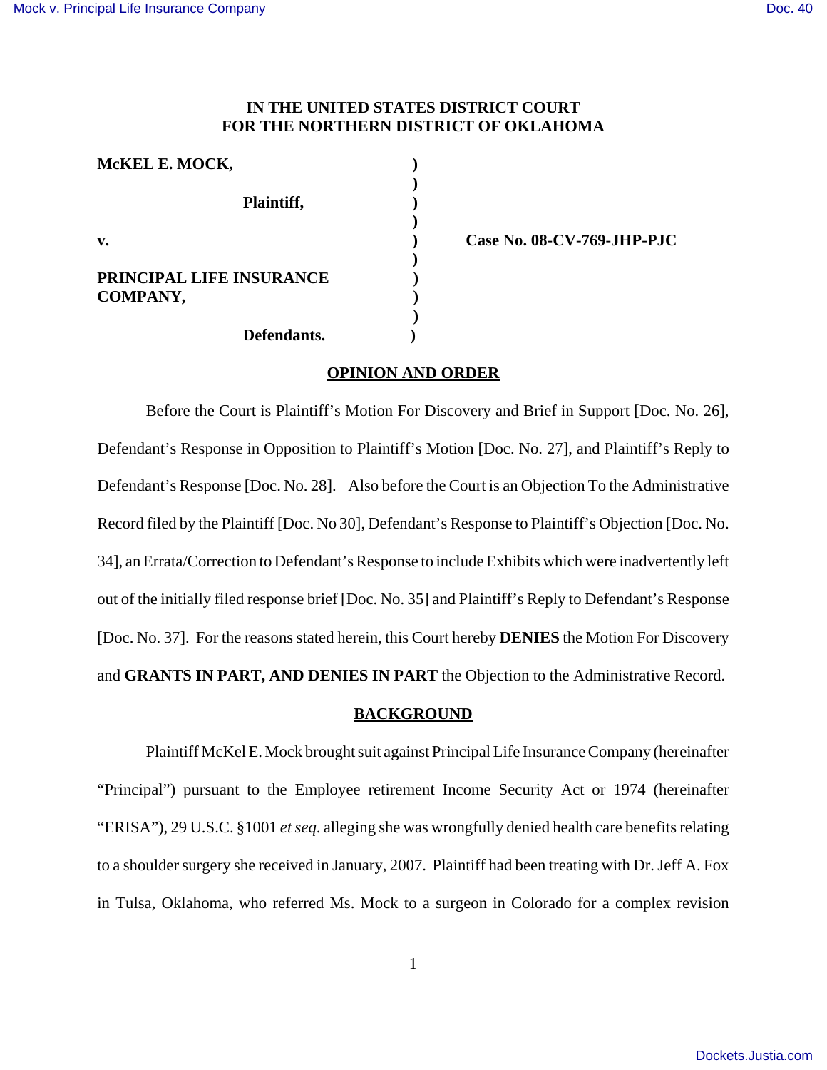**IN THE UNITED STATES DISTRICT COURT**
**FOR THE NORTHERN DISTRICT OF OKLAHOMA**

| | | |
|---|---|---|
| **McKEL E. MOCK,** | ) | |
| | ) | |
| **Plaintiff,** | ) | |
| | ) | |
| **v.** | ) | **Case No. 08-CV-769-JHP-PJC** |
| | ) | |
| **PRINCIPAL LIFE INSURANCE COMPANY,** | ) | |
| | ) | |
| **Defendants.** | ) | |

## OPINION AND ORDER

Before the Court is Plaintiff's Motion For Discovery and Brief in Support [Doc. No. 26], Defendant's Response in Opposition to Plaintiff's Motion [Doc. No. 27], and Plaintiff's Reply to Defendant's Response [Doc. No. 28]. Also before the Court is an Objection To the Administrative Record filed by the Plaintiff [Doc. No 30], Defendant's Response to Plaintiff's Objection [Doc. No. 34], an Errata/Correction to Defendant's Response to include Exhibits which were inadvertently left out of the initially filed response brief [Doc. No. 35] and Plaintiff's Reply to Defendant's Response [Doc. No. 37]. For the reasons stated herein, this Court hereby **DENIES** the Motion For Discovery and **GRANTS IN PART, AND DENIES IN PART** the Objection to the Administrative Record.

## BACKGROUND

Plaintiff McKel E. Mock brought suit against Principal Life Insurance Company (hereinafter "Principal") pursuant to the Employee retirement Income Security Act or 1974 (hereinafter "ERISA"), 29 U.S.C. §1001 *et seq*. alleging she was wrongfully denied health care benefits relating to a shoulder surgery she received in January, 2007. Plaintiff had been treating with Dr. Jeff A. Fox in Tulsa, Oklahoma, who referred Ms. Mock to a surgeon in Colorado for a complex revision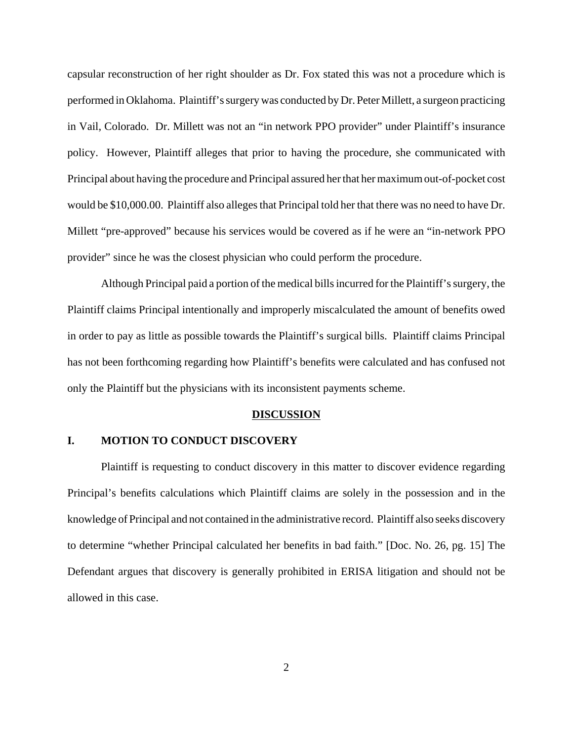capsular reconstruction of her right shoulder as Dr. Fox stated this was not a procedure which is performed in Oklahoma. Plaintiff's surgery was conducted by Dr. Peter Millett, a surgeon practicing in Vail, Colorado. Dr. Millett was not an "in network PPO provider" under Plaintiff's insurance policy. However, Plaintiff alleges that prior to having the procedure, she communicated with Principal about having the procedure and Principal assured her that her maximum out-of-pocket cost would be $10,000.00. Plaintiff also alleges that Principal told her that there was no need to have Dr. Millett "pre-approved" because his services would be covered as if he were an "in-network PPO provider" since he was the closest physician who could perform the procedure.

Although Principal paid a portion of the medical bills incurred for the Plaintiff's surgery, the Plaintiff claims Principal intentionally and improperly miscalculated the amount of benefits owed in order to pay as little as possible towards the Plaintiff's surgical bills. Plaintiff claims Principal has not been forthcoming regarding how Plaintiff's benefits were calculated and has confused not only the Plaintiff but the physicians with its inconsistent payments scheme.

## DISCUSSION

### I. MOTION TO CONDUCT DISCOVERY

Plaintiff is requesting to conduct discovery in this matter to discover evidence regarding Principal's benefits calculations which Plaintiff claims are solely in the possession and in the knowledge of Principal and not contained in the administrative record. Plaintiff also seeks discovery to determine "whether Principal calculated her benefits in bad faith." [Doc. No. 26, pg. 15] The Defendant argues that discovery is generally prohibited in ERISA litigation and should not be allowed in this case.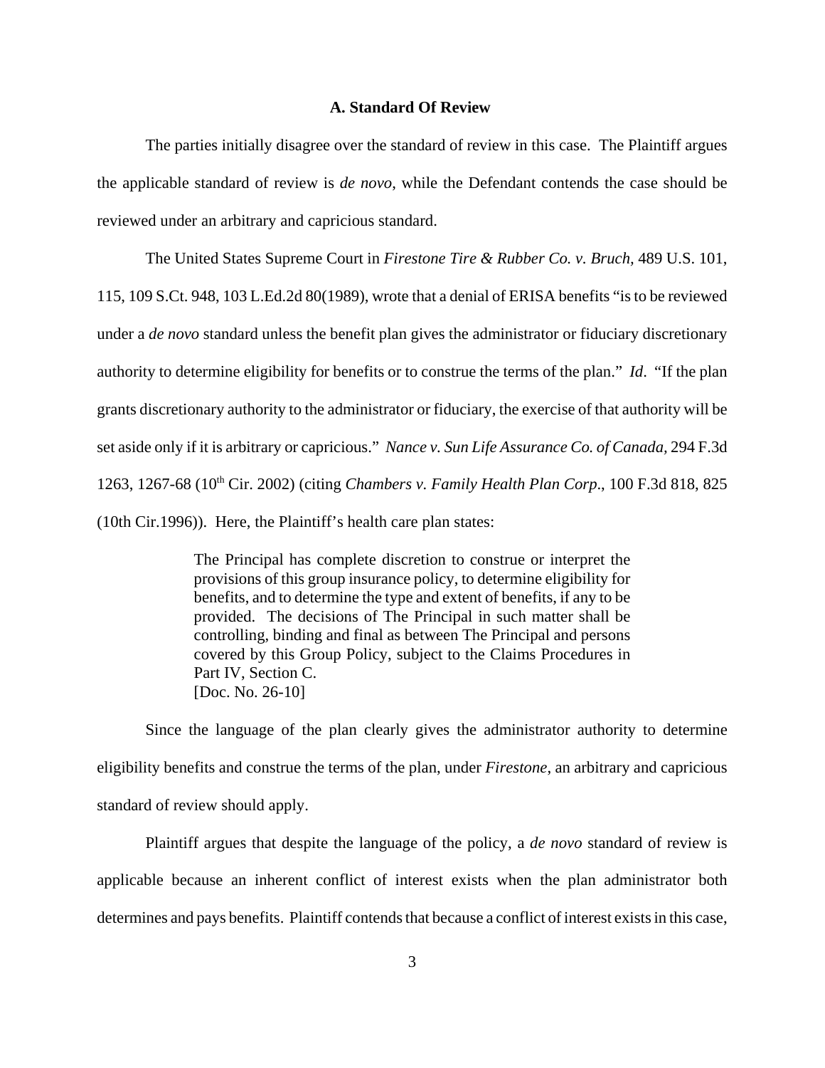### A. Standard Of Review

The parties initially disagree over the standard of review in this case. The Plaintiff argues the applicable standard of review is *de novo*, while the Defendant contends the case should be reviewed under an arbitrary and capricious standard.

The United States Supreme Court in *Firestone Tire & Rubber Co. v. Bruch,* 489 U.S. 101, 115, 109 S.Ct. 948, 103 L.Ed.2d 80(1989), wrote that a denial of ERISA benefits "is to be reviewed under a *de novo* standard unless the benefit plan gives the administrator or fiduciary discretionary authority to determine eligibility for benefits or to construe the terms of the plan." *Id*. "If the plan grants discretionary authority to the administrator or fiduciary, the exercise of that authority will be set aside only if it is arbitrary or capricious." *Nance v. Sun Life Assurance Co. of Canada,* 294 F.3d 1263, 1267-68 (10th Cir. 2002) (citing *Chambers v. Family Health Plan Corp*., 100 F.3d 818, 825 (10th Cir.1996)). Here, the Plaintiff's health care plan states:

> The Principal has complete discretion to construe or interpret the provisions of this group insurance policy, to determine eligibility for benefits, and to determine the type and extent of benefits, if any to be provided. The decisions of The Principal in such matter shall be controlling, binding and final as between The Principal and persons covered by this Group Policy, subject to the Claims Procedures in Part IV, Section C.
> [Doc. No. 26-10]

Since the language of the plan clearly gives the administrator authority to determine eligibility benefits and construe the terms of the plan, under *Firestone*, an arbitrary and capricious standard of review should apply.

Plaintiff argues that despite the language of the policy, a *de novo* standard of review is applicable because an inherent conflict of interest exists when the plan administrator both determines and pays benefits. Plaintiff contends that because a conflict of interest exists in this case,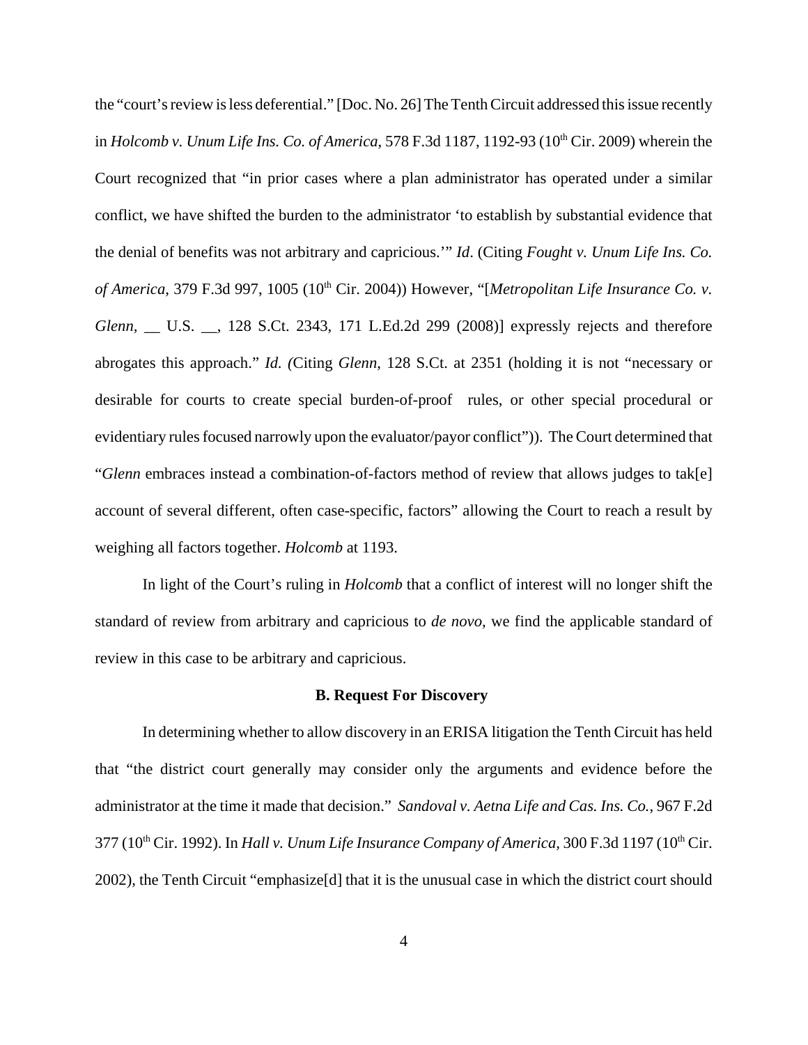the "court's review is less deferential." [Doc. No. 26] The Tenth Circuit addressed this issue recently in *Holcomb v. Unum Life Ins. Co. of America*, 578 F.3d 1187, 1192-93 (10th Cir. 2009) wherein the Court recognized that "in prior cases where a plan administrator has operated under a similar conflict, we have shifted the burden to the administrator 'to establish by substantial evidence that the denial of benefits was not arbitrary and capricious.'" *Id*. (Citing *Fought v. Unum Life Ins. Co. of America*, 379 F.3d 997, 1005 (10th Cir. 2004)) However, "[*Metropolitan Life Insurance Co. v. Glenn*, __ U.S. __, 128 S.Ct. 2343, 171 L.Ed.2d 299 (2008)] expressly rejects and therefore abrogates this approach." *Id. (*Citing *Glenn*, 128 S.Ct. at 2351 (holding it is not "necessary or desirable for courts to create special burden-of-proof rules, or other special procedural or evidentiary rules focused narrowly upon the evaluator/payor conflict")). The Court determined that "*Glenn* embraces instead a combination-of-factors method of review that allows judges to tak[e] account of several different, often case-specific, factors" allowing the Court to reach a result by weighing all factors together. *Holcomb* at 1193.

In light of the Court's ruling in *Holcomb* that a conflict of interest will no longer shift the standard of review from arbitrary and capricious to *de novo*, we find the applicable standard of review in this case to be arbitrary and capricious.

**B. Request For Discovery**

In determining whether to allow discovery in an ERISA litigation the Tenth Circuit has held that "the district court generally may consider only the arguments and evidence before the administrator at the time it made that decision." *Sandoval v. Aetna Life and Cas. Ins. Co.*, 967 F.2d 377 (10th Cir. 1992). In *Hall v. Unum Life Insurance Company of America*, 300 F.3d 1197 (10th Cir. 2002), the Tenth Circuit "emphasize[d] that it is the unusual case in which the district court should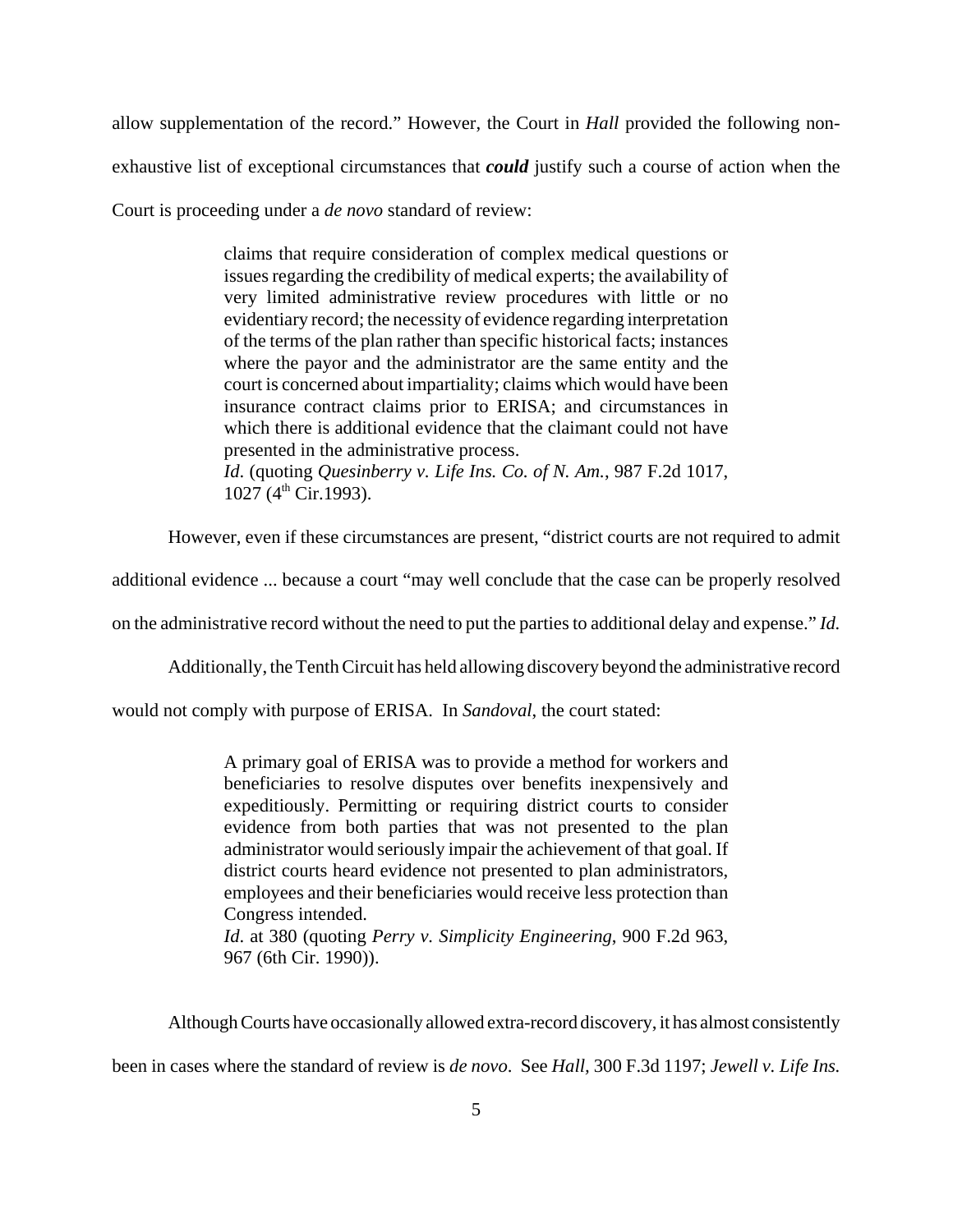allow supplementation of the record." However, the Court in *Hall* provided the following non-exhaustive list of exceptional circumstances that ***could*** justify such a course of action when the Court is proceeding under a *de novo* standard of review:

> claims that require consideration of complex medical questions or issues regarding the credibility of medical experts; the availability of very limited administrative review procedures with little or no evidentiary record; the necessity of evidence regarding interpretation of the terms of the plan rather than specific historical facts; instances where the payor and the administrator are the same entity and the court is concerned about impartiality; claims which would have been insurance contract claims prior to ERISA; and circumstances in which there is additional evidence that the claimant could not have presented in the administrative process.
> *Id.* (quoting *Quesinberry v. Life Ins. Co. of N. Am.*, 987 F.2d 1017, 1027 (4th Cir.1993).

However, even if these circumstances are present, "district courts are not required to admit additional evidence ... because a court "may well conclude that the case can be properly resolved on the administrative record without the need to put the parties to additional delay and expense." *Id.*

Additionally, the Tenth Circuit has held allowing discovery beyond the administrative record would not comply with purpose of ERISA. In *Sandoval*, the court stated:

> A primary goal of ERISA was to provide a method for workers and beneficiaries to resolve disputes over benefits inexpensively and expeditiously. Permitting or requiring district courts to consider evidence from both parties that was not presented to the plan administrator would seriously impair the achievement of that goal. If district courts heard evidence not presented to plan administrators, employees and their beneficiaries would receive less protection than Congress intended.
> *Id.* at 380 (quoting *Perry v. Simplicity Engineering*, 900 F.2d 963, 967 (6th Cir. 1990)).

Although Courts have occasionally allowed extra-record discovery, it has almost consistently been in cases where the standard of review is *de novo*. See *Hall*, 300 F.3d 1197; *Jewell v. Life Ins.*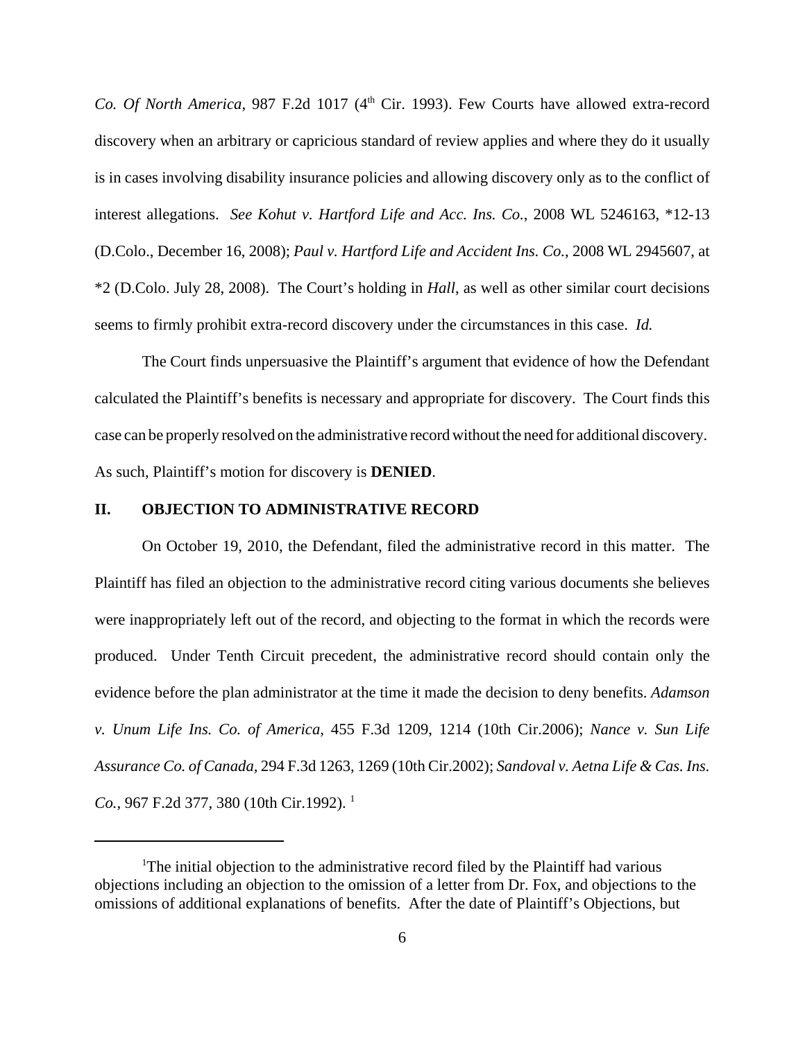*Co. Of North America*, 987 F.2d 1017 (4[th] Cir. 1993). Few Courts have allowed extra-record discovery when an arbitrary or capricious standard of review applies and where they do it usually is in cases involving disability insurance policies and allowing discovery only as to the conflict of interest allegations. *See Kohut v. Hartford Life and Acc. Ins. Co.*, 2008 WL 5246163, *12-13 (D.Colo., December 16, 2008); *Paul v. Hartford Life and Accident Ins. Co.*, 2008 WL 2945607, at *2 (D.Colo. July 28, 2008). The Court's holding in *Hall*, as well as other similar court decisions seems to firmly prohibit extra-record discovery under the circumstances in this case. *Id.*

The Court finds unpersuasive the Plaintiff's argument that evidence of how the Defendant calculated the Plaintiff's benefits is necessary and appropriate for discovery. The Court finds this case can be properly resolved on the administrative record without the need for additional discovery. As such, Plaintiff's motion for discovery is **DENIED**.

## II. OBJECTION TO ADMINISTRATIVE RECORD

On October 19, 2010, the Defendant, filed the administrative record in this matter. The Plaintiff has filed an objection to the administrative record citing various documents she believes were inappropriately left out of the record, and objecting to the format in which the records were produced. Under Tenth Circuit precedent, the administrative record should contain only the evidence before the plan administrator at the time it made the decision to deny benefits. *Adamson v. Unum Life Ins. Co. of America,* 455 F.3d 1209, 1214 (10th Cir.2006); *Nance v. Sun Life Assurance Co. of Canada,* 294 F.3d 1263, 1269 (10th Cir.2002); *Sandoval v. Aetna Life & Cas. Ins. Co.,* 967 F.2d 377, 380 (10th Cir.1992). [1]

---

[1]The initial objection to the administrative record filed by the Plaintiff had various objections including an objection to the omission of a letter from Dr. Fox, and objections to the omissions of additional explanations of benefits. After the date of Plaintiff's Objections, but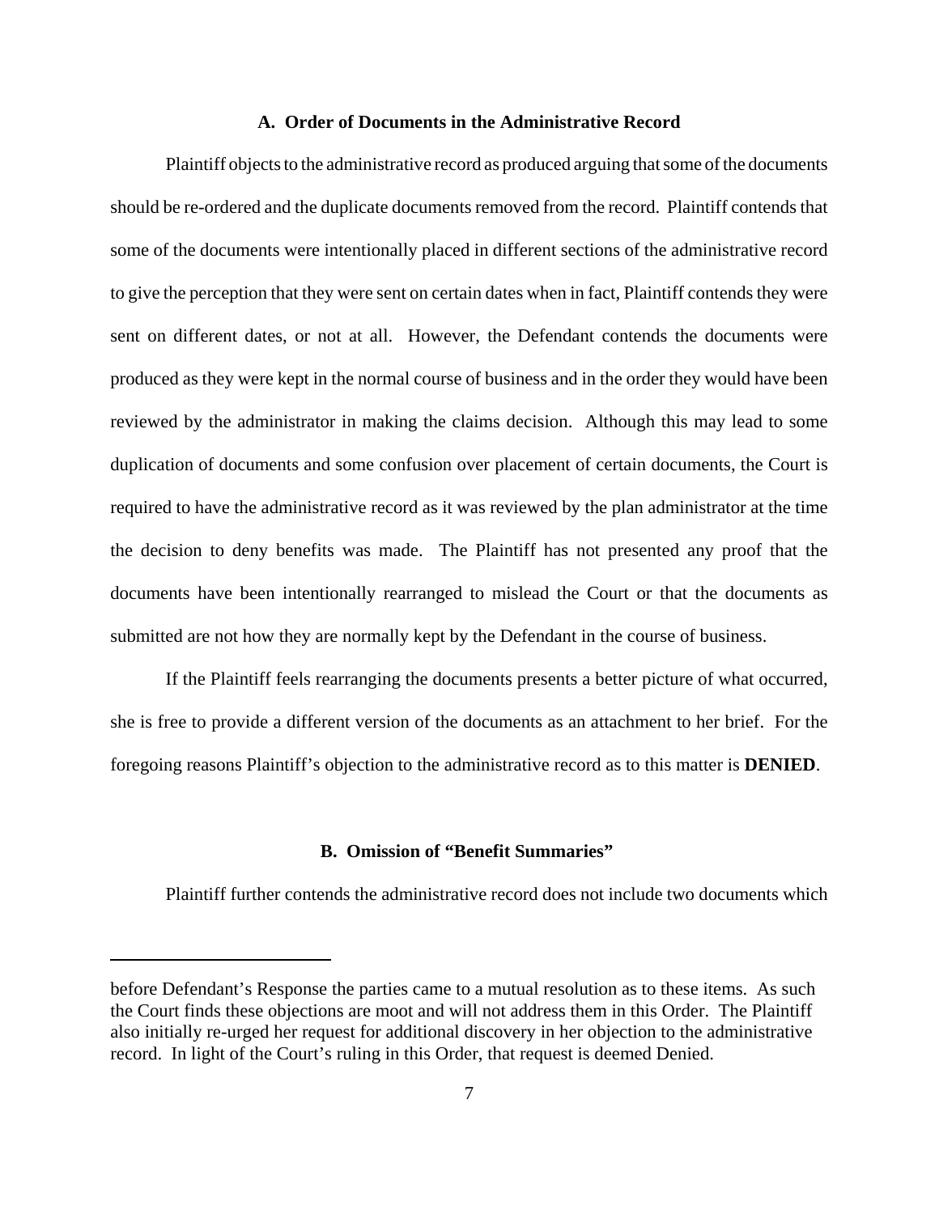### A. Order of Documents in the Administrative Record

Plaintiff objects to the administrative record as produced arguing that some of the documents should be re-ordered and the duplicate documents removed from the record. Plaintiff contends that some of the documents were intentionally placed in different sections of the administrative record to give the perception that they were sent on certain dates when in fact, Plaintiff contends they were sent on different dates, or not at all. However, the Defendant contends the documents were produced as they were kept in the normal course of business and in the order they would have been reviewed by the administrator in making the claims decision. Although this may lead to some duplication of documents and some confusion over placement of certain documents, the Court is required to have the administrative record as it was reviewed by the plan administrator at the time the decision to deny benefits was made. The Plaintiff has not presented any proof that the documents have been intentionally rearranged to mislead the Court or that the documents as submitted are not how they are normally kept by the Defendant in the course of business.

If the Plaintiff feels rearranging the documents presents a better picture of what occurred, she is free to provide a different version of the documents as an attachment to her brief. For the foregoing reasons Plaintiff's objection to the administrative record as to this matter is **DENIED**.

### B. Omission of "Benefit Summaries"

Plaintiff further contends the administrative record does not include two documents which

---

before Defendant's Response the parties came to a mutual resolution as to these items. As such the Court finds these objections are moot and will not address them in this Order. The Plaintiff also initially re-urged her request for additional discovery in her objection to the administrative record. In light of the Court's ruling in this Order, that request is deemed Denied.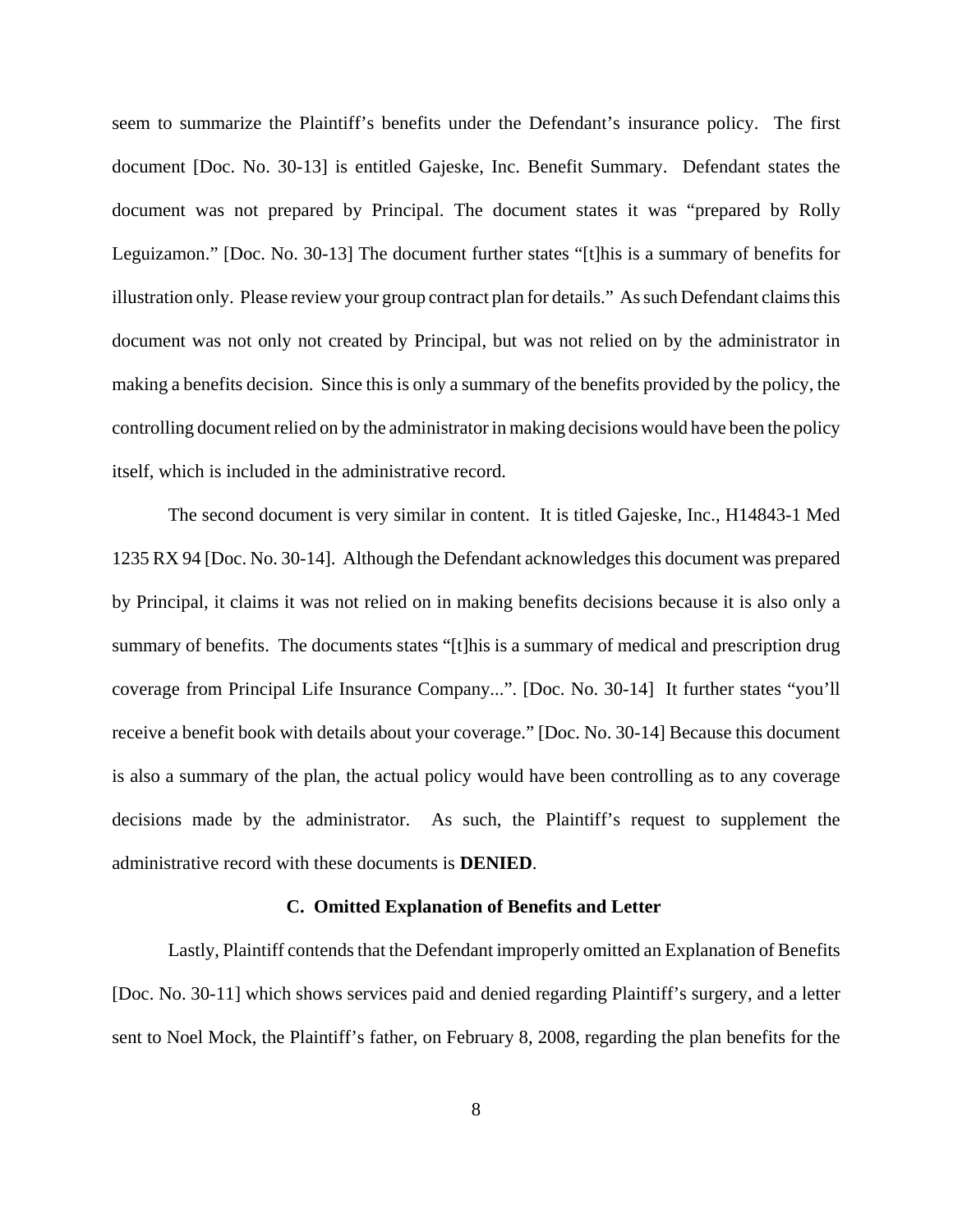seem to summarize the Plaintiff's benefits under the Defendant's insurance policy. The first document [Doc. No. 30-13] is entitled Gajeske, Inc. Benefit Summary. Defendant states the document was not prepared by Principal. The document states it was "prepared by Rolly Leguizamon." [Doc. No. 30-13] The document further states "[t]his is a summary of benefits for illustration only. Please review your group contract plan for details." As such Defendant claims this document was not only not created by Principal, but was not relied on by the administrator in making a benefits decision. Since this is only a summary of the benefits provided by the policy, the controlling document relied on by the administrator in making decisions would have been the policy itself, which is included in the administrative record.

The second document is very similar in content. It is titled Gajeske, Inc., H14843-1 Med 1235 RX 94 [Doc. No. 30-14]. Although the Defendant acknowledges this document was prepared by Principal, it claims it was not relied on in making benefits decisions because it is also only a summary of benefits. The documents states "[t]his is a summary of medical and prescription drug coverage from Principal Life Insurance Company...". [Doc. No. 30-14] It further states "you'll receive a benefit book with details about your coverage." [Doc. No. 30-14] Because this document is also a summary of the plan, the actual policy would have been controlling as to any coverage decisions made by the administrator. As such, the Plaintiff's request to supplement the administrative record with these documents is **DENIED**.

### C. Omitted Explanation of Benefits and Letter

Lastly, Plaintiff contends that the Defendant improperly omitted an Explanation of Benefits [Doc. No. 30-11] which shows services paid and denied regarding Plaintiff's surgery, and a letter sent to Noel Mock, the Plaintiff's father, on February 8, 2008, regarding the plan benefits for the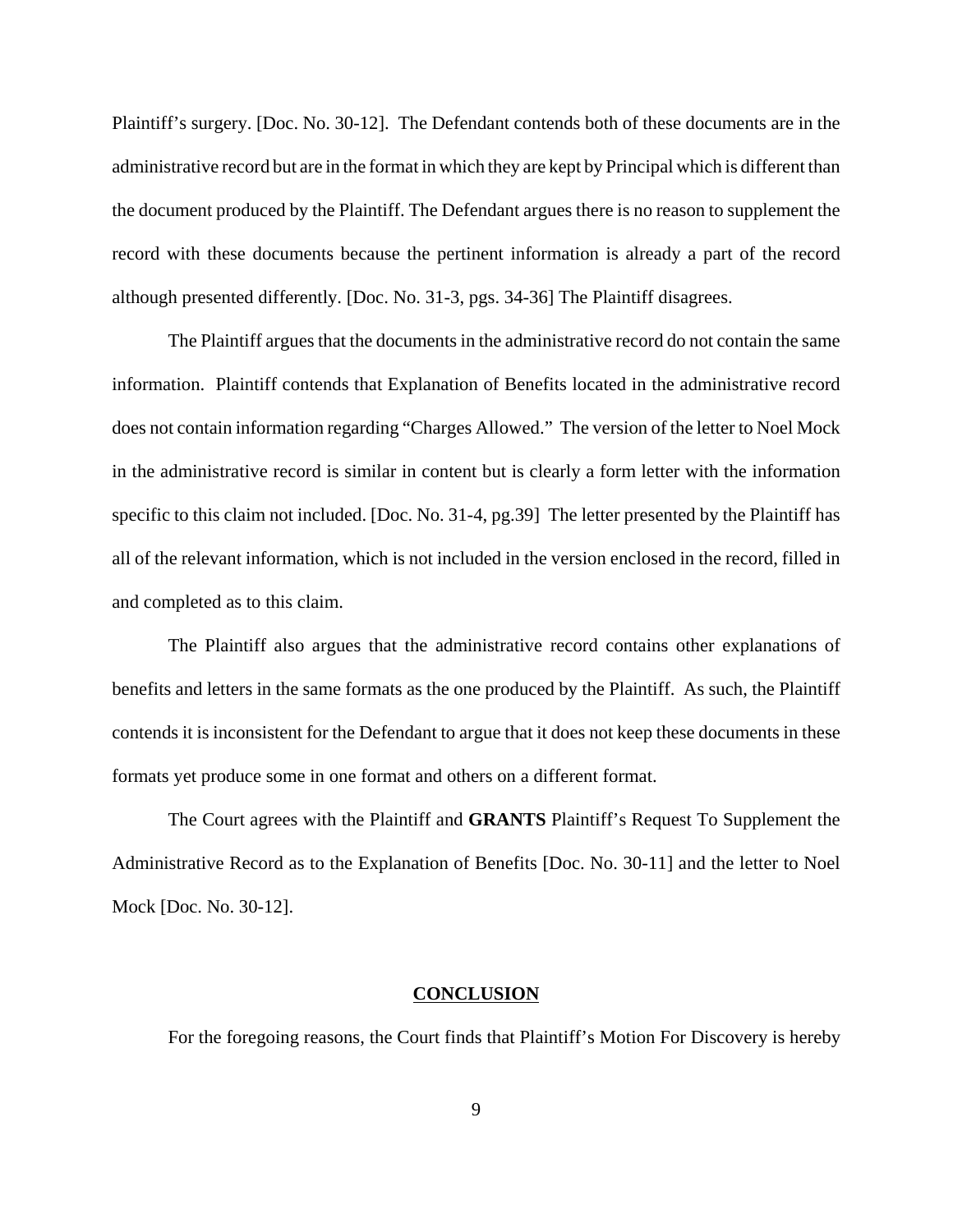Plaintiff's surgery. [Doc. No. 30-12]. The Defendant contends both of these documents are in the administrative record but are in the format in which they are kept by Principal which is different than the document produced by the Plaintiff. The Defendant argues there is no reason to supplement the record with these documents because the pertinent information is already a part of the record although presented differently. [Doc. No. 31-3, pgs. 34-36] The Plaintiff disagrees.

The Plaintiff argues that the documents in the administrative record do not contain the same information. Plaintiff contends that Explanation of Benefits located in the administrative record does not contain information regarding "Charges Allowed." The version of the letter to Noel Mock in the administrative record is similar in content but is clearly a form letter with the information specific to this claim not included. [Doc. No. 31-4, pg.39] The letter presented by the Plaintiff has all of the relevant information, which is not included in the version enclosed in the record, filled in and completed as to this claim.

The Plaintiff also argues that the administrative record contains other explanations of benefits and letters in the same formats as the one produced by the Plaintiff. As such, the Plaintiff contends it is inconsistent for the Defendant to argue that it does not keep these documents in these formats yet produce some in one format and others on a different format.

The Court agrees with the Plaintiff and **GRANTS** Plaintiff's Request To Supplement the Administrative Record as to the Explanation of Benefits [Doc. No. 30-11] and the letter to Noel Mock [Doc. No. 30-12].

## CONCLUSION

For the foregoing reasons, the Court finds that Plaintiff's Motion For Discovery is hereby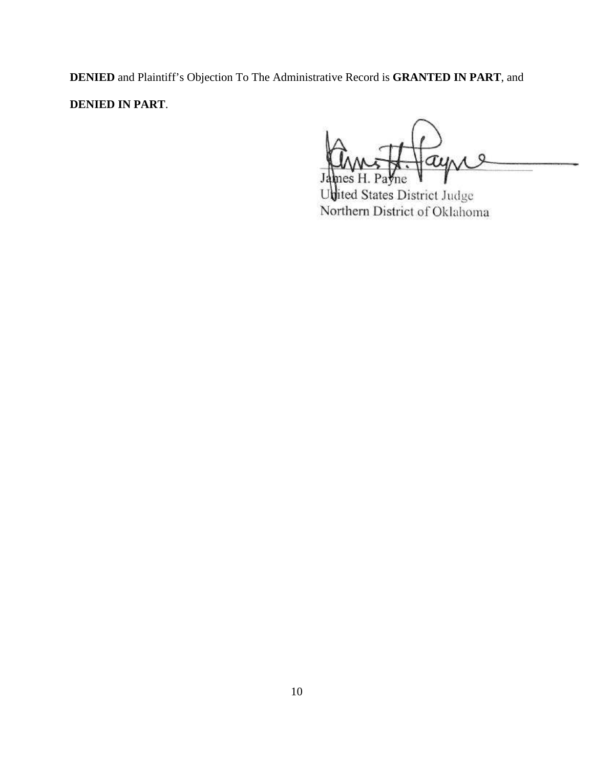**DENIED** and Plaintiff's Objection To The Administrative Record is **GRANTED IN PART**, and **DENIED IN PART**.

James H. Payne
United States District Judge
Northern District of Oklahoma